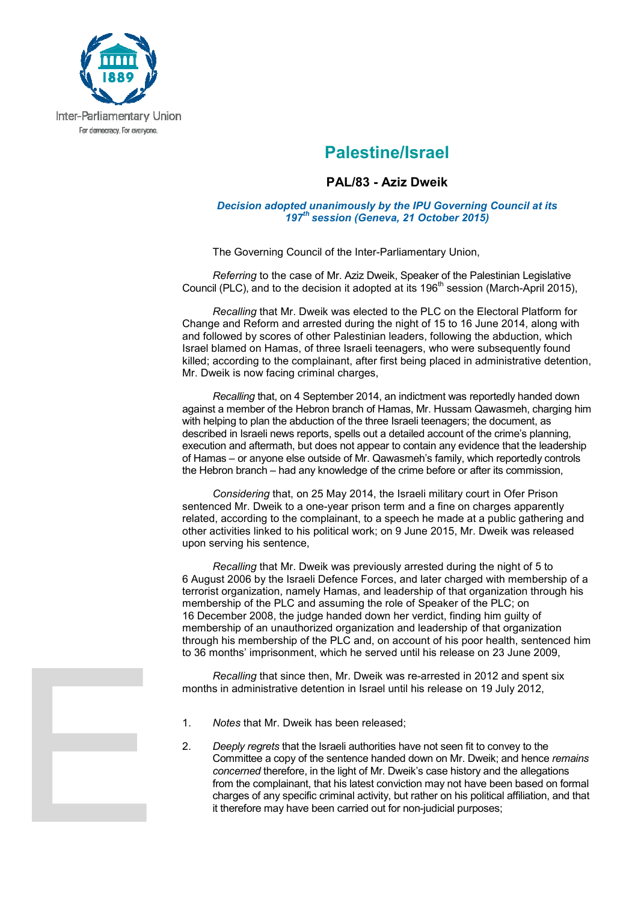Inter-Parliamentary Union
For democracy. For everyone.

# Palestine/Israel

## PAL/83 - Aziz Dweik

***Decision adopted unanimously by the IPU Governing Council at its 197th session (Geneva, 21 October 2015)***

The Governing Council of the Inter-Parliamentary Union,

*Referring* to the case of Mr. Aziz Dweik, Speaker of the Palestinian Legislative Council (PLC), and to the decision it adopted at its 196th session (March-April 2015),

*Recalling* that Mr. Dweik was elected to the PLC on the Electoral Platform for Change and Reform and arrested during the night of 15 to 16 June 2014, along with and followed by scores of other Palestinian leaders, following the abduction, which Israel blamed on Hamas, of three Israeli teenagers, who were subsequently found killed; according to the complainant, after first being placed in administrative detention, Mr. Dweik is now facing criminal charges,

*Recalling* that, on 4 September 2014, an indictment was reportedly handed down against a member of the Hebron branch of Hamas, Mr. Hussam Qawasmeh, charging him with helping to plan the abduction of the three Israeli teenagers; the document, as described in Israeli news reports, spells out a detailed account of the crime's planning, execution and aftermath, but does not appear to contain any evidence that the leadership of Hamas – or anyone else outside of Mr. Qawasmeh's family, which reportedly controls the Hebron branch – had any knowledge of the crime before or after its commission,

*Considering* that, on 25 May 2014, the Israeli military court in Ofer Prison sentenced Mr. Dweik to a one-year prison term and a fine on charges apparently related, according to the complainant, to a speech he made at a public gathering and other activities linked to his political work; on 9 June 2015, Mr. Dweik was released upon serving his sentence,

*Recalling* that Mr. Dweik was previously arrested during the night of 5 to 6 August 2006 by the Israeli Defence Forces, and later charged with membership of a terrorist organization, namely Hamas, and leadership of that organization through his membership of the PLC and assuming the role of Speaker of the PLC; on 16 December 2008, the judge handed down her verdict, finding him guilty of membership of an unauthorized organization and leadership of that organization through his membership of the PLC and, on account of his poor health, sentenced him to 36 months' imprisonment, which he served until his release on 23 June 2009,

*Recalling* that since then, Mr. Dweik was re-arrested in 2012 and spent six months in administrative detention in Israel until his release on 19 July 2012,

1. *Notes* that Mr. Dweik has been released;

2. *Deeply regrets* that the Israeli authorities have not seen fit to convey to the Committee a copy of the sentence handed down on Mr. Dweik; and hence *remains concerned* therefore, in the light of Mr. Dweik's case history and the allegations from the complainant, that his latest conviction may not have been based on formal charges of any specific criminal activity, but rather on his political affiliation, and that it therefore may have been carried out for non-judicial purposes;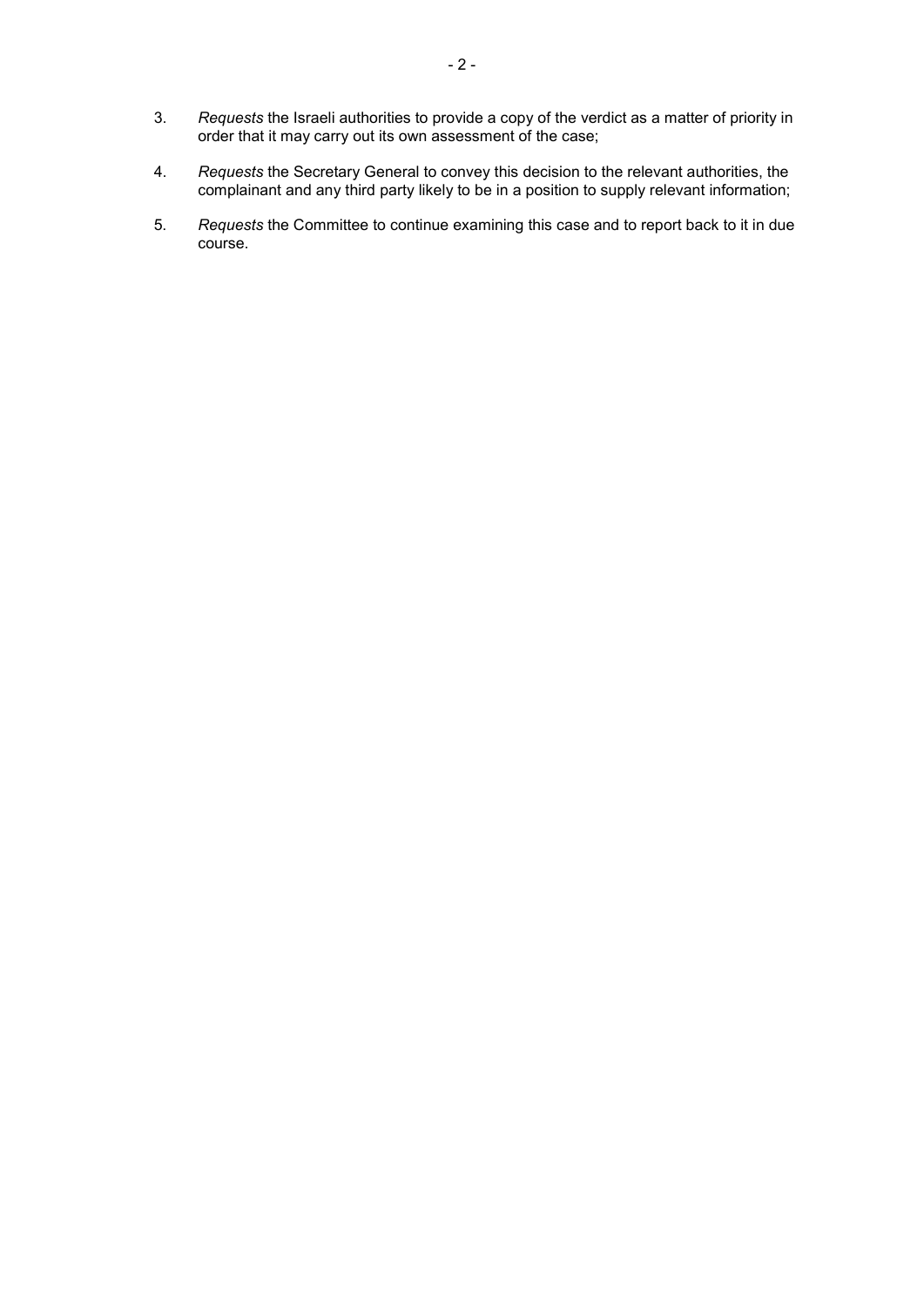3. *Requests* the Israeli authorities to provide a copy of the verdict as a matter of priority in order that it may carry out its own assessment of the case;

4. *Requests* the Secretary General to convey this decision to the relevant authorities, the complainant and any third party likely to be in a position to supply relevant information;

5. *Requests* the Committee to continue examining this case and to report back to it in due course.